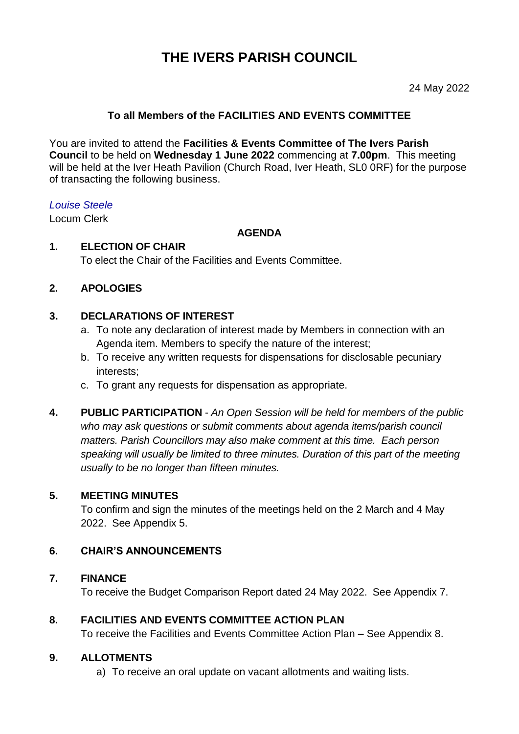# THE IVERS PARISH COUNCIL

24 May 2022

**To all Members of the FACILITIES AND EVENTS COMMITTEE**

You are invited to attend the **Facilities & Events Committee of The Ivers Parish Council** to be held on **Wednesday 1 June 2022** commencing at **7.00pm**. This meeting will be held at the Iver Heath Pavilion (Church Road, Iver Heath, SL0 0RF) for the purpose of transacting the following business.

*Louise Steele*
Locum Clerk

**AGENDA**

**1. ELECTION OF CHAIR**
To elect the Chair of the Facilities and Events Committee.

**2. APOLOGIES**

**3. DECLARATIONS OF INTEREST**

a. To note any declaration of interest made by Members in connection with an Agenda item. Members to specify the nature of the interest;
b. To receive any written requests for dispensations for disclosable pecuniary interests;
c. To grant any requests for dispensation as appropriate.

**4. PUBLIC PARTICIPATION** - *An Open Session will be held for members of the public who may ask questions or submit comments about agenda items/parish council matters. Parish Councillors may also make comment at this time. Each person speaking will usually be limited to three minutes. Duration of this part of the meeting usually to be no longer than fifteen minutes.*

**5. MEETING MINUTES**
To confirm and sign the minutes of the meetings held on the 2 March and 4 May 2022. See Appendix 5.

**6. CHAIR'S ANNOUNCEMENTS**

**7. FINANCE**
To receive the Budget Comparison Report dated 24 May 2022. See Appendix 7.

**8. FACILITIES AND EVENTS COMMITTEE ACTION PLAN**
To receive the Facilities and Events Committee Action Plan – See Appendix 8.

**9. ALLOTMENTS**

a) To receive an oral update on vacant allotments and waiting lists.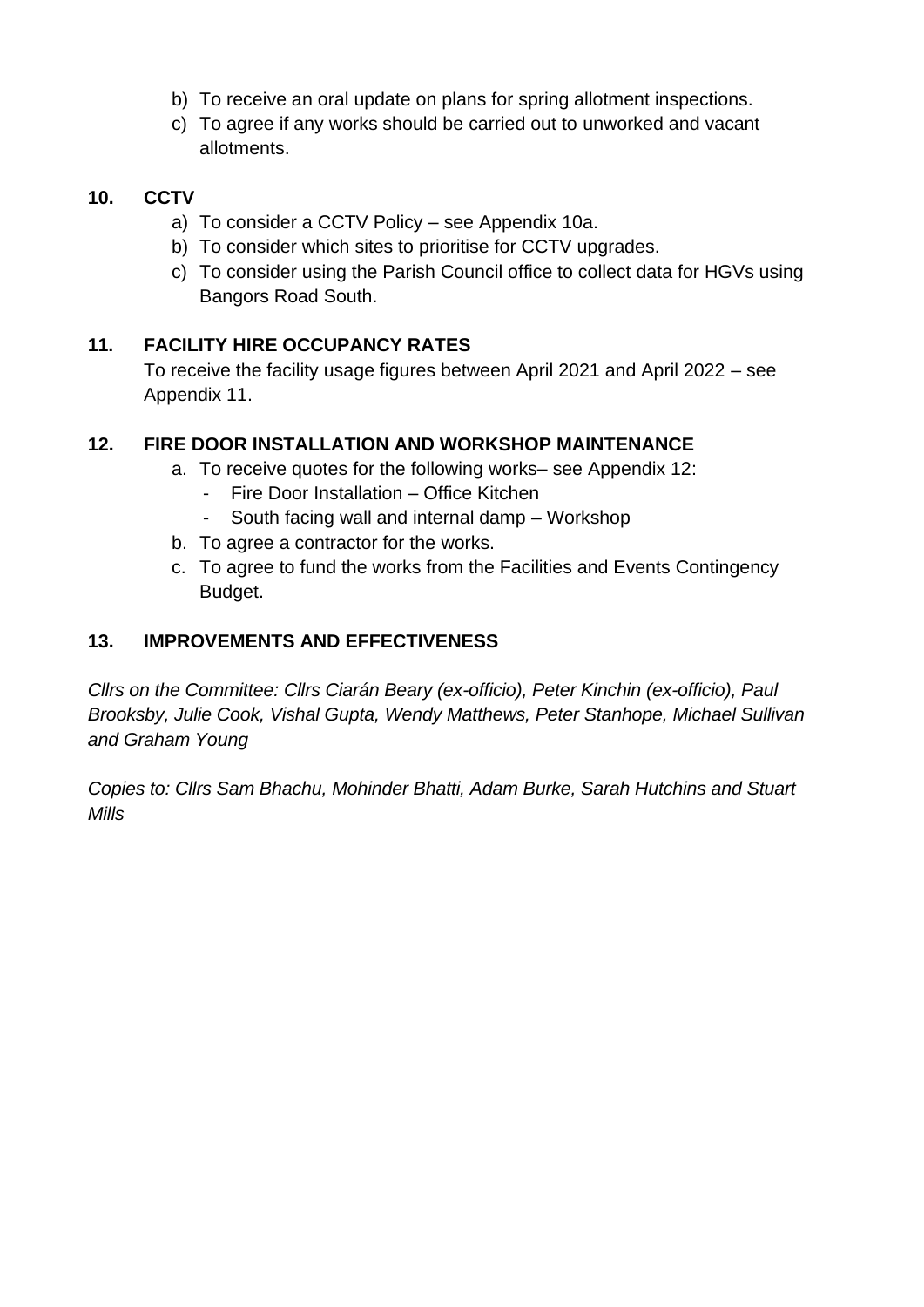b) To receive an oral update on plans for spring allotment inspections.
c) To agree if any works should be carried out to unworked and vacant allotments.

**10. CCTV**

a) To consider a CCTV Policy – see Appendix 10a.
b) To consider which sites to prioritise for CCTV upgrades.
c) To consider using the Parish Council office to collect data for HGVs using Bangors Road South.

**11. FACILITY HIRE OCCUPANCY RATES**

To receive the facility usage figures between April 2021 and April 2022 – see Appendix 11.

**12. FIRE DOOR INSTALLATION AND WORKSHOP MAINTENANCE**

a. To receive quotes for the following works– see Appendix 12:
   - Fire Door Installation – Office Kitchen
   - South facing wall and internal damp – Workshop
b. To agree a contractor for the works.
c. To agree to fund the works from the Facilities and Events Contingency Budget.

**13. IMPROVEMENTS AND EFFECTIVENESS**

*Cllrs on the Committee: Cllrs Ciarán Beary (ex-officio), Peter Kinchin (ex-officio), Paul Brooksby, Julie Cook, Vishal Gupta, Wendy Matthews, Peter Stanhope, Michael Sullivan and Graham Young*

*Copies to: Cllrs Sam Bhachu, Mohinder Bhatti, Adam Burke, Sarah Hutchins and Stuart Mills*